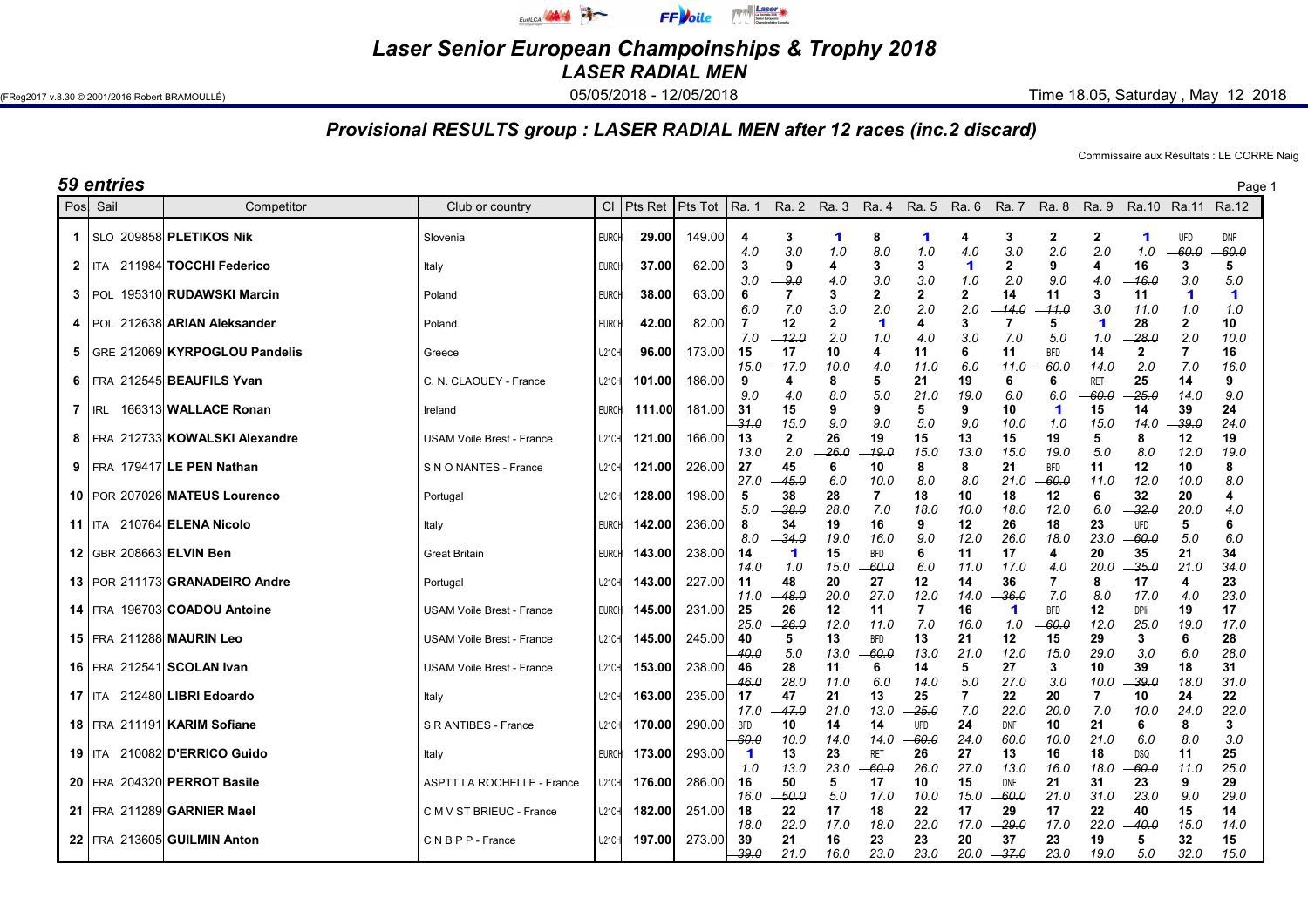# Laser Senior European Championships & Trophy 2018

## LASER RADIAL MEN

(FReg2017 v.8.30 © 2001/2016 Robert BRAMOULLÉ) 05/05/2018 - 12/05/2018 Time 18.05, Saturday , May 12 2018

### Provisional RESULTS group : LASER RADIAL MEN after 12 races (inc.2 discard)

Commissaire aux Résultats : LE CORRE Naig

**59 entries**

| Pos | Sail | Competitor | Club or country | Cl | Pts Ret | Pts Tot | Ra. 1 | Ra. 2 | Ra. 3 | Ra. 4 | Ra. 5 | Ra. 6 | Ra. 7 | Ra. 8 | Ra. 9 | Ra.10 | Ra.11 | Ra.12 |
|---|---|---|---|---|---|---|---|---|---|---|---|---|---|---|---|---|---|---|
| 1 | SLO 209858 | **PLETIKOS Nik** | Slovenia | EURCH | **29.00** | 149.00 | 4 4.0 | 3 3.0 | 1 1.0 | 8 8.0 | 1 1.0 | 4 4.0 | 3 3.0 | 2 2.0 | 2 2.0 | 1 1.0 | UFD ~~60.0~~ | DNF ~~60.0~~ |
| 2 | ITA 211984 | **TOCCHI Federico** | Italy | EURCH | **37.00** | 62.00 | 3 3.0 | 9 ~~9.0~~ | 4 4.0 | 3 3.0 | 3 3.0 | 1 1.0 | 2 2.0 | 9 9.0 | 4 4.0 | 16 ~~16.0~~ | 3 3.0 | 5 5.0 |
| 3 | POL 195310 | **RUDAWSKI Marcin** | Poland | EURCH | **38.00** | 63.00 | 6 6.0 | 7 7.0 | 3 3.0 | 2 2.0 | 2 2.0 | 2 2.0 | 14 ~~14.0~~ | 11 ~~11.0~~ | 3 3.0 | 11 11.0 | 1 1.0 | 1 1.0 |
| 4 | POL 212638 | **ARIAN Aleksander** | Poland | EURCH | **42.00** | 82.00 | 7 7.0 | 12 ~~12.0~~ | 2 2.0 | 1 1.0 | 4 4.0 | 3 3.0 | 7 7.0 | 5 5.0 | 1 1.0 | 28 ~~28.0~~ | 2 2.0 | 10 10.0 |
| 5 | GRE 212069 | **KYRPOGLOU Pandelis** | Greece | U21CH | **96.00** | 173.00 | 15 15.0 | 17 ~~17.0~~ | 10 10.0 | 4 4.0 | 11 11.0 | 6 6.0 | 11 11.0 | BFD ~~60.0~~ | 14 14.0 | 2 2.0 | 7 7.0 | 16 16.0 |
| 6 | FRA 212545 | **BEAUFILS Yvan** | C. N. CLAOUEY - France | U21CH | **101.00** | 186.00 | 9 9.0 | 4 4.0 | 8 8.0 | 5 5.0 | 21 21.0 | 19 19.0 | 6 6.0 | 6 6.0 | RET ~~60.0~~ | 25 ~~25.0~~ | 14 14.0 | 9 9.0 |
| 7 | IRL 166313 | **WALLACE Ronan** | Ireland | EURCH | **111.00** | 181.00 | 31 ~~31.0~~ | 15 15.0 | 9 9.0 | 9 9.0 | 5 5.0 | 9 9.0 | 10 10.0 | 1 1.0 | 15 15.0 | 14 14.0 | 39 ~~39.0~~ | 24 24.0 |
| 8 | FRA 212733 | **KOWALSKI Alexandre** | USAM Voile Brest - France | U21CH | **121.00** | 166.00 | 13 13.0 | 2 2.0 | 26 ~~26.0~~ | 19 ~~19.0~~ | 15 15.0 | 13 13.0 | 15 15.0 | 19 19.0 | 5 5.0 | 8 8.0 | 12 12.0 | 19 19.0 |
| 9 | FRA 179417 | **LE PEN Nathan** | S N O NANTES - France | U21CH | **121.00** | 226.00 | 27 27.0 | 45 ~~45.0~~ | 6 6.0 | 10 10.0 | 8 8.0 | 8 8.0 | 21 21.0 | BFD ~~60.0~~ | 11 11.0 | 12 12.0 | 10 10.0 | 8 8.0 |
| 10 | POR 207026 | **MATEUS Lourenco** | Portugal | U21CH | **128.00** | 198.00 | 5 5.0 | 38 ~~38.0~~ | 28 28.0 | 7 7.0 | 18 18.0 | 10 10.0 | 18 18.0 | 12 12.0 | 6 6.0 | 32 ~~32.0~~ | 20 20.0 | 4 4.0 |
| 11 | ITA 210764 | **ELENA Nicolo** | Italy | EURCH | **142.00** | 236.00 | 8 8.0 | 34 ~~34.0~~ | 19 19.0 | 16 16.0 | 9 9.0 | 12 12.0 | 26 26.0 | 18 18.0 | 23 23.0 | UFD ~~60.0~~ | 5 5.0 | 6 6.0 |
| 12 | GBR 208663 | **ELVIN Ben** | Great Britain | EURCH | **143.00** | 238.00 | 14 14.0 | 1 1.0 | 15 15.0 | BFD ~~60.0~~ | 6 6.0 | 11 11.0 | 17 17.0 | 4 4.0 | 20 20.0 | 35 ~~35.0~~ | 21 21.0 | 34 34.0 |
| 13 | POR 211173 | **GRANADEIRO Andre** | Portugal | U21CH | **143.00** | 227.00 | 11 11.0 | 48 ~~48.0~~ | 20 20.0 | 27 27.0 | 12 12.0 | 14 14.0 | 36 ~~36.0~~ | 7 7.0 | 8 8.0 | 17 17.0 | 4 4.0 | 23 23.0 |
| 14 | FRA 196703 | **COADOU Antoine** | USAM Voile Brest - France | EURCH | **145.00** | 231.00 | 25 25.0 | 26 ~~26.0~~ | 12 12.0 | 11 11.0 | 7 7.0 | 16 16.0 | 1 1.0 | BFD ~~60.0~~ | 12 12.0 | DPI 25.0 | 19 19.0 | 17 17.0 |
| 15 | FRA 211288 | **MAURIN Leo** | USAM Voile Brest - France | U21CH | **145.00** | 245.00 | 40 ~~40.0~~ | 5 5.0 | 13 13.0 | BFD ~~60.0~~ | 13 13.0 | 21 21.0 | 12 12.0 | 15 15.0 | 29 29.0 | 3 3.0 | 6 6.0 | 28 28.0 |
| 16 | FRA 212541 | **SCOLAN Ivan** | USAM Voile Brest - France | U21CH | **153.00** | 238.00 | 46 ~~46.0~~ | 28 28.0 | 11 11.0 | 6 6.0 | 14 14.0 | 5 5.0 | 27 27.0 | 3 3.0 | 10 10.0 | 39 ~~39.0~~ | 18 18.0 | 31 31.0 |
| 17 | ITA 212480 | **LIBRI Edoardo** | Italy | U21CH | **163.00** | 235.00 | 17 17.0 | 47 ~~47.0~~ | 21 21.0 | 13 13.0 | 25 ~~25.0~~ | 7 7.0 | 22 22.0 | 20 20.0 | 7 7.0 | 10 10.0 | 24 24.0 | 22 22.0 |
| 18 | FRA 211191 | **KARIM Sofiane** | S R ANTIBES - France | U21CH | **170.00** | 290.00 | BFD ~~60.0~~ | 10 10.0 | 14 14.0 | 14 14.0 | UFD ~~60.0~~ | 24 24.0 | DNF 60.0 | 10 10.0 | 21 21.0 | 6 6.0 | 8 8.0 | 3 3.0 |
| 19 | ITA 210082 | **D'ERRICO Guido** | Italy | EURCH | **173.00** | 293.00 | 1 1.0 | 13 13.0 | 23 23.0 | RET ~~60.0~~ | 26 26.0 | 27 27.0 | 13 13.0 | 16 16.0 | 18 18.0 | DSQ ~~60.0~~ | 11 11.0 | 25 25.0 |
| 20 | FRA 204320 | **PERROT Basile** | ASPTT LA ROCHELLE - France | U21CH | **176.00** | 286.00 | 16 16.0 | 50 ~~50.0~~ | 5 5.0 | 17 17.0 | 10 10.0 | 15 15.0 | DNF ~~60.0~~ | 21 21.0 | 31 31.0 | 23 23.0 | 9 9.0 | 29 29.0 |
| 21 | FRA 211289 | **GARNIER Mael** | C M V ST BRIEUC - France | U21CH | **182.00** | 251.00 | 18 18.0 | 22 22.0 | 17 17.0 | 18 18.0 | 22 22.0 | 17 17.0 | 29 ~~29.0~~ | 17 17.0 | 22 22.0 | 40 ~~40.0~~ | 15 15.0 | 14 14.0 |
| 22 | FRA 213605 | **GUILMIN Anton** | C N B P P - France | U21CH | **197.00** | 273.00 | 39 ~~39.0~~ | 21 21.0 | 16 16.0 | 23 23.0 | 23 23.0 | 20 20.0 | 37 ~~37.0~~ | 23 23.0 | 19 19.0 | 5 5.0 | 32 32.0 | 15 15.0 |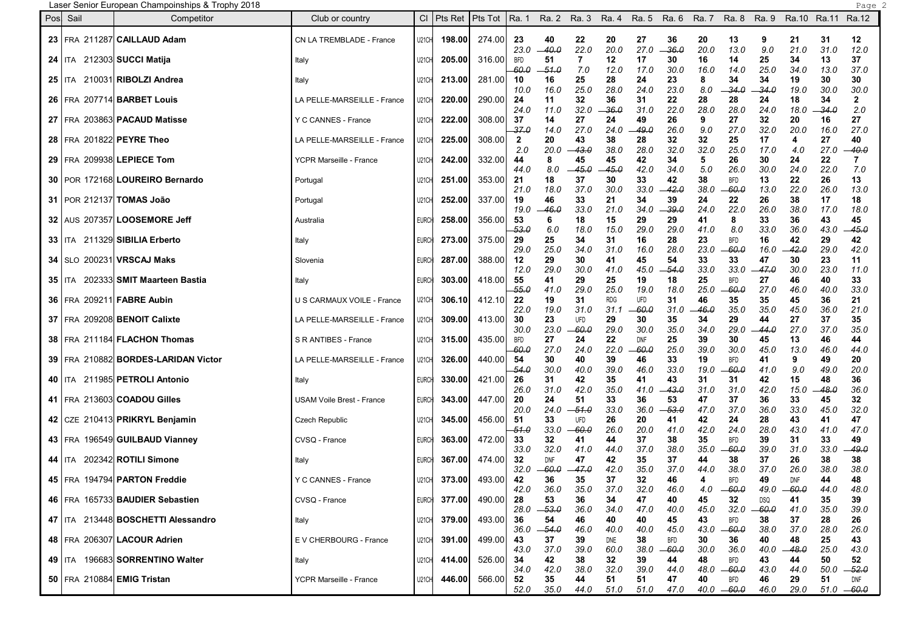Laser Senior European Championships & Trophy 2018

| Pos | Sail | Competitor | Club or country | Cl | Pts Ret | Pts Tot | Ra. 1 | Ra. 2 | Ra. 3 | Ra. 4 | Ra. 5 | Ra. 6 | Ra. 7 | Ra. 8 | Ra. 9 | Ra.10 | Ra.11 | Ra.12 |
|---|---|---|---|---|---|---|---|---|---|---|---|---|---|---|---|---|---|---|
| 23 | FRA 211287 | **CAILLAUD Adam** | CN LA TREMBLADE - France | U21CH | 198.00 | 274.00 | 23 23.0 | 40 ~~40.0~~ | 22 22.0 | 20 20.0 | 27 27.0 | 36 ~~36.0~~ | 20 20.0 | 13 13.0 | 9 9.0 | 21 21.0 | 31 31.0 | 12 12.0 |
| 24 | ITA 212303 | **SUCCI Matija** | Italy | U21CH | 205.00 | 316.00 | BFD ~~60.0~~ | 51 ~~51.0~~ | 7 7.0 | 12 12.0 | 17 17.0 | 30 30.0 | 16 16.0 | 14 14.0 | 25 25.0 | 34 34.0 | 13 13.0 | 37 37.0 |
| 25 | ITA 210031 | **RIBOLZI Andrea** | Italy | U21CH | 213.00 | 281.00 | 10 10.0 | 16 16.0 | 25 25.0 | 28 28.0 | 24 24.0 | 23 23.0 | 8 8.0 | 34 ~~34.0~~ | 34 ~~34.0~~ | 19 19.0 | 30 30.0 | 30 30.0 |
| 26 | FRA 207714 | **BARBET Louis** | LA PELLE-MARSEILLE - France | U21CH | 220.00 | 290.00 | 24 24.0 | 11 11.0 | 32 32.0 | 36 ~~36.0~~ | 31 31.0 | 22 22.0 | 28 28.0 | 28 28.0 | 24 24.0 | 18 18.0 | 34 ~~34.0~~ | 2 2.0 |
| 27 | FRA 203863 | **PACAUD Matisse** | Y C CANNES - France | U21CH | 222.00 | 308.00 | 37 ~~37.0~~ | 14 14.0 | 27 27.0 | 24 24.0 | 49 ~~49.0~~ | 26 26.0 | 9 9.0 | 27 27.0 | 32 32.0 | 20 20.0 | 16 16.0 | 27 27.0 |
| 28 | FRA 201822 | **PEYRE Theo** | LA PELLE-MARSEILLE - France | U21CH | 225.00 | 308.00 | 2 2.0 | 20 20.0 | 43 ~~43.0~~ | 38 38.0 | 28 28.0 | 32 32.0 | 32 32.0 | 25 25.0 | 17 17.0 | 4 4.0 | 27 27.0 | 40 ~~40.0~~ |
| 29 | FRA 209938 | **LEPIECE Tom** | YCPR Marseille - France | U21CH | 242.00 | 332.00 | 44 44.0 | 8 8.0 | 45 ~~45.0~~ | 45 ~~45.0~~ | 42 42.0 | 34 34.0 | 5 5.0 | 26 26.0 | 30 30.0 | 24 24.0 | 22 22.0 | 7 7.0 |
| 30 | POR 172168 | **LOUREIRO Bernardo** | Portugal | U21CH | 251.00 | 353.00 | 21 21.0 | 18 18.0 | 37 37.0 | 30 30.0 | 33 33.0 | 42 ~~42.0~~ | 38 38.0 | BFD ~~60.0~~ | 13 13.0 | 22 22.0 | 26 26.0 | 13 13.0 |
| 31 | POR 212137 | **TOMAS João** | Portugal | U21CH | 252.00 | 337.00 | 19 19.0 | 46 ~~46.0~~ | 33 33.0 | 21 21.0 | 34 34.0 | 39 ~~39.0~~ | 24 24.0 | 22 22.0 | 26 26.0 | 38 38.0 | 17 17.0 | 18 18.0 |
| 32 | AUS 207357 | **LOOSEMORE Jeff** | Australia | EURCH | 258.00 | 356.00 | 53 ~~53.0~~ | 6 6.0 | 18 18.0 | 15 15.0 | 29 29.0 | 29 29.0 | 41 41.0 | 8 8.0 | 33 33.0 | 36 36.0 | 43 43.0 | 45 ~~45.0~~ |
| 33 | ITA 211329 | **SIBILIA Erberto** | Italy | EURCH | 273.00 | 375.00 | 29 29.0 | 25 25.0 | 34 34.0 | 31 31.0 | 16 16.0 | 28 28.0 | 23 23.0 | BFD ~~60.0~~ | 16 16.0 | 42 ~~42.0~~ | 29 29.0 | 42 42.0 |
| 34 | SLO 200231 | **VRSCAJ Maks** | Slovenia | EURCH | 287.00 | 388.00 | 12 12.0 | 29 29.0 | 30 30.0 | 41 41.0 | 45 45.0 | 54 ~~54.0~~ | 33 33.0 | 33 33.0 | 47 ~~47.0~~ | 30 30.0 | 23 23.0 | 11 11.0 |
| 35 | ITA 202333 | **SMIT Maarteen Bastia** | Italy | EURCH | 303.00 | 418.00 | 55 ~~55.0~~ | 41 41.0 | 29 29.0 | 25 25.0 | 19 19.0 | 18 18.0 | 25 25.0 | BFD ~~60.0~~ | 27 27.0 | 46 46.0 | 40 40.0 | 33 33.0 |
| 36 | FRA 209211 | **FABRE Aubin** | U S CARMAUX VOILE - France | U21CH | 306.10 | 412.10 | 22 22.0 | 19 19.0 | 31 31.0 | RDG 31.1 | UFD ~~60.0~~ | 31 31.0 | 46 ~~46.0~~ | 35 35.0 | 35 35.0 | 45 45.0 | 36 36.0 | 21 21.0 |
| 37 | FRA 209208 | **BENOIT Calixte** | LA PELLE-MARSEILLE - France | U21CH | 309.00 | 413.00 | 30 30.0 | 23 23.0 | UFD ~~60.0~~ | 29 29.0 | 30 30.0 | 35 35.0 | 34 34.0 | 29 29.0 | 44 ~~44.0~~ | 27 27.0 | 37 37.0 | 35 35.0 |
| 38 | FRA 211184 | **FLACHON Thomas** | S R ANTIBES - France | U21CH | 315.00 | 435.00 | BFD ~~60.0~~ | 27 27.0 | 24 24.0 | 22 22.0 | DNF ~~60.0~~ | 25 25.0 | 39 39.0 | 30 30.0 | 45 45.0 | 13 13.0 | 46 46.0 | 44 44.0 |
| 39 | FRA 210882 | **BORDES-LARIDAN Victor** | LA PELLE-MARSEILLE - France | U21CH | 326.00 | 440.00 | 54 ~~54.0~~ | 30 30.0 | 40 40.0 | 39 39.0 | 46 46.0 | 33 33.0 | 19 19.0 | BFD ~~60.0~~ | 41 41.0 | 9 9.0 | 49 49.0 | 20 20.0 |
| 40 | ITA 211985 | **PETROLI Antonio** | Italy | EURCH | 330.00 | 421.00 | 26 26.0 | 31 31.0 | 42 42.0 | 35 35.0 | 41 41.0 | 43 ~~43.0~~ | 31 31.0 | 31 31.0 | 42 42.0 | 15 15.0 | 48 ~~48.0~~ | 36 36.0 |
| 41 | FRA 213603 | **COADOU Gilles** | USAM Voile Brest - France | EURCH | 343.00 | 447.00 | 20 20.0 | 24 24.0 | 51 ~~51.0~~ | 33 33.0 | 36 36.0 | 53 ~~53.0~~ | 47 47.0 | 37 37.0 | 36 36.0 | 33 33.0 | 45 45.0 | 32 32.0 |
| 42 | CZE 210413 | **PRIKRYL Benjamin** | Czech Republic | U21CH | 345.00 | 456.00 | 51 ~~51.0~~ | 33 33.0 | UFD ~~60.0~~ | 26 26.0 | 20 20.0 | 41 41.0 | 42 42.0 | 24 24.0 | 28 28.0 | 43 43.0 | 41 41.0 | 47 47.0 |
| 43 | FRA 196549 | **GUILBAUD Vianney** | CVSQ - France | EURCH | 363.00 | 472.00 | 33 33.0 | 32 32.0 | 41 41.0 | 44 44.0 | 37 37.0 | 38 38.0 | 35 35.0 | BFD ~~60.0~~ | 39 39.0 | 31 31.0 | 33 33.0 | 49 ~~49.0~~ |
| 44 | ITA 202342 | **ROTILI Simone** | Italy | EURCH | 367.00 | 474.00 | 32 32.0 | DNF ~~60.0~~ | 47 ~~47.0~~ | 42 42.0 | 35 35.0 | 37 37.0 | 44 44.0 | 38 38.0 | 37 37.0 | 26 26.0 | 38 38.0 | 38 38.0 |
| 45 | FRA 194794 | **PARTON Freddie** | Y C CANNES - France | U21CH | 373.00 | 493.00 | 42 42.0 | 36 36.0 | 35 35.0 | 37 37.0 | 32 32.0 | 46 46.0 | 4 4.0 | BFD ~~60.0~~ | 49 49.0 | DNF ~~60.0~~ | 44 44.0 | 48 48.0 |
| 46 | FRA 165733 | **BAUDIER Sebastien** | CVSQ - France | EURCH | 377.00 | 490.00 | 28 28.0 | 53 ~~53.0~~ | 36 36.0 | 34 34.0 | 47 47.0 | 40 40.0 | 45 45.0 | 32 32.0 | DSQ ~~60.0~~ | 41 41.0 | 35 35.0 | 39 39.0 |
| 47 | ITA 213448 | **BOSCHETTI Alessandro** | Italy | U21CH | 379.00 | 493.00 | 36 36.0 | 54 ~~54.0~~ | 46 46.0 | 40 40.0 | 40 40.0 | 45 45.0 | 43 43.0 | BFD ~~60.0~~ | 38 38.0 | 37 37.0 | 28 28.0 | 26 26.0 |
| 48 | FRA 206307 | **LACOUR Adrien** | E V CHERBOURG - France | U21CH | 391.00 | 499.00 | 43 43.0 | 37 37.0 | 39 39.0 | DNE 60.0 | 38 38.0 | BFD ~~60.0~~ | 30 30.0 | 36 36.0 | 40 40.0 | 48 ~~48.0~~ | 25 25.0 | 43 43.0 |
| 49 | ITA 196683 | **SORRENTINO Walter** | Italy | U21CH | 414.00 | 526.00 | 34 34.0 | 42 42.0 | 38 38.0 | 32 32.0 | 39 39.0 | 44 44.0 | 48 48.0 | BFD ~~60.0~~ | 43 43.0 | 44 44.0 | 50 50.0 | 52 ~~52.0~~ |
| 50 | FRA 210884 | **EMIG Tristan** | YCPR Marseille - France | U21CH | 446.00 | 566.00 | 52 52.0 | 35 35.0 | 44 44.0 | 51 51.0 | 51 51.0 | 47 47.0 | 40 40.0 | BFD ~~60.0~~ | 46 46.0 | 29 29.0 | 51 51.0 | DNF ~~60.0~~ |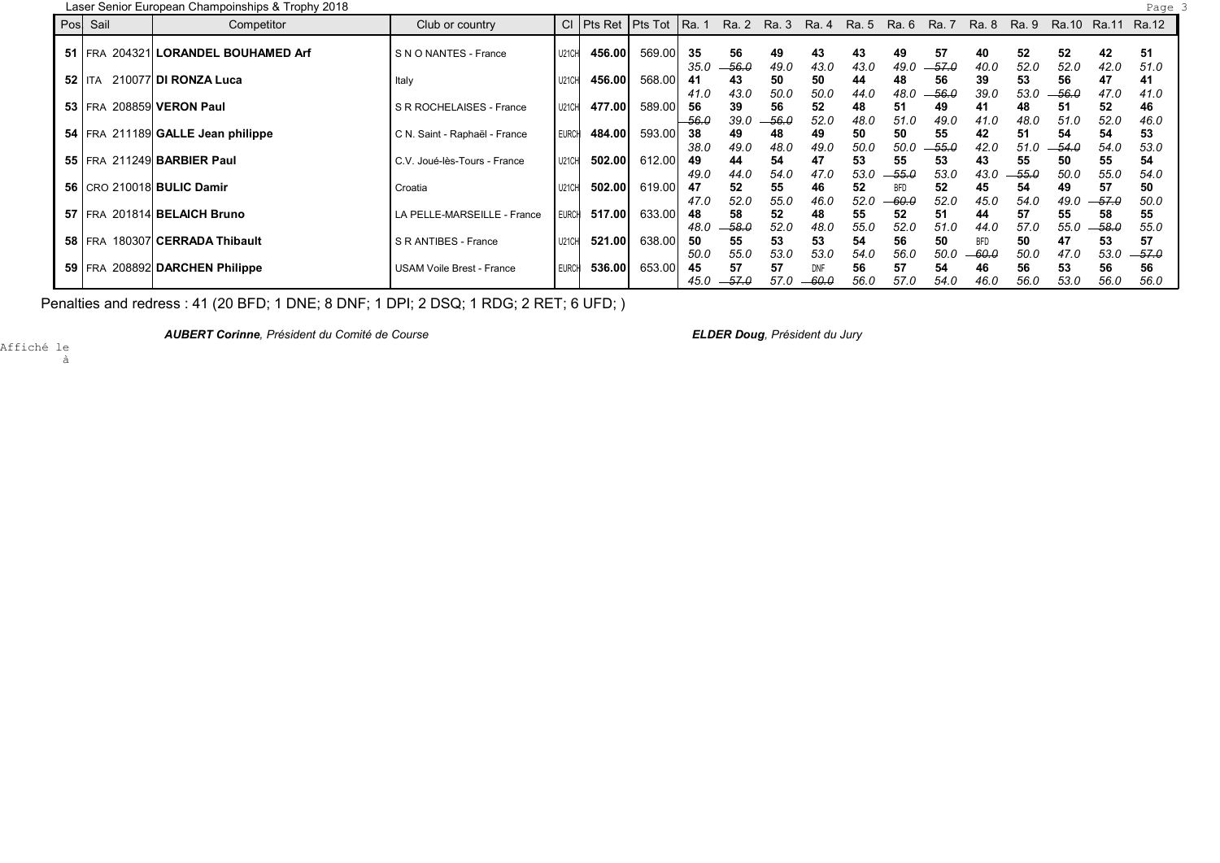Laser Senior European Championships & Trophy 2018

| Pos | Sail | Competitor | Club or country | Cl | Pts Ret | Pts Tot | Ra. 1 | Ra. 2 | Ra. 3 | Ra. 4 | Ra. 5 | Ra. 6 | Ra. 7 | Ra. 8 | Ra. 9 | Ra.10 | Ra.11 | Ra.12 |
|---|---|---|---|---|---|---|---|---|---|---|---|---|---|---|---|---|---|---|
| 51 | FRA 204321 | **LORANDEL BOUHAMED Arf** | S N O NANTES - France | U21CH | 456.00 | 569.00 | 35 35.0 | 56 ~~56.0~~ | 49 49.0 | 43 43.0 | 43 43.0 | 49 49.0 | 57 ~~57.0~~ | 40 40.0 | 52 52.0 | 52 52.0 | 42 42.0 | 51 51.0 |
| 52 | ITA 210077 | **DI RONZA Luca** | Italy | U21CH | 456.00 | 568.00 | 41 41.0 | 43 43.0 | 50 50.0 | 50 50.0 | 44 44.0 | 48 48.0 | 56 ~~56.0~~ | 39 39.0 | 53 53.0 | 56 ~~56.0~~ | 47 47.0 | 41 41.0 |
| 53 | FRA 208859 | **VERON Paul** | S R ROCHELAISES - France | U21CH | 477.00 | 589.00 | 56 ~~56.0~~ | 39 39.0 | 56 ~~56.0~~ | 52 52.0 | 48 48.0 | 51 51.0 | 49 49.0 | 41 41.0 | 48 48.0 | 51 51.0 | 52 52.0 | 46 46.0 |
| 54 | FRA 211189 | **GALLE Jean philippe** | C N. Saint - Raphaël - France | EURCH | 484.00 | 593.00 | 38 38.0 | 49 49.0 | 48 48.0 | 49 49.0 | 50 50.0 | 50 50.0 | 55 ~~55.0~~ | 42 42.0 | 51 51.0 | 54 ~~54.0~~ | 54 54.0 | 53 53.0 |
| 55 | FRA 211249 | **BARBIER Paul** | C.V. Joué-lès-Tours - France | U21CH | 502.00 | 612.00 | 49 49.0 | 44 44.0 | 54 54.0 | 47 47.0 | 53 53.0 | 55 ~~55.0~~ | 53 53.0 | 43 43.0 | 55 ~~55.0~~ | 50 50.0 | 55 55.0 | 54 54.0 |
| 56 | CRO 210018 | **BULIC Damir** | Croatia | U21CH | 502.00 | 619.00 | 47 47.0 | 52 52.0 | 55 55.0 | 46 46.0 | 52 52.0 | BFD ~~60.0~~ | 52 52.0 | 45 45.0 | 54 54.0 | 49 49.0 | 57 ~~57.0~~ | 50 50.0 |
| 57 | FRA 201814 | **BELAICH Bruno** | LA PELLE-MARSEILLE - France | EURCH | 517.00 | 633.00 | 48 48.0 | 58 ~~58.0~~ | 52 52.0 | 48 48.0 | 55 55.0 | 52 52.0 | 51 51.0 | 44 44.0 | 57 57.0 | 55 55.0 | 58 ~~58.0~~ | 55 55.0 |
| 58 | FRA 180307 | **CERRADA Thibault** | S R ANTIBES - France | U21CH | 521.00 | 638.00 | 50 50.0 | 55 55.0 | 53 53.0 | 53 53.0 | 54 54.0 | 56 56.0 | 50 50.0 | BFD ~~60.0~~ | 50 50.0 | 47 47.0 | 53 53.0 | 57 ~~57.0~~ |
| 59 | FRA 208892 | **DARCHEN Philippe** | USAM Voile Brest - France | EURCH | 536.00 | 653.00 | 45 45.0 | 57 ~~57.0~~ | 57 57.0 | DNF ~~60.0~~ | 56 56.0 | 57 57.0 | 54 54.0 | 46 46.0 | 56 56.0 | 53 53.0 | 56 56.0 | 56 56.0 |

Penalties and redress : 41 (20 BFD; 1 DNE; 8 DNF; 1 DPI; 2 DSQ; 1 RDG; 2 RET; 6 UFD; )

***AUBERT Corinne**, Président du Comité de Course*

***ELDER Doug**, Président du Jury*

Affiché le
à